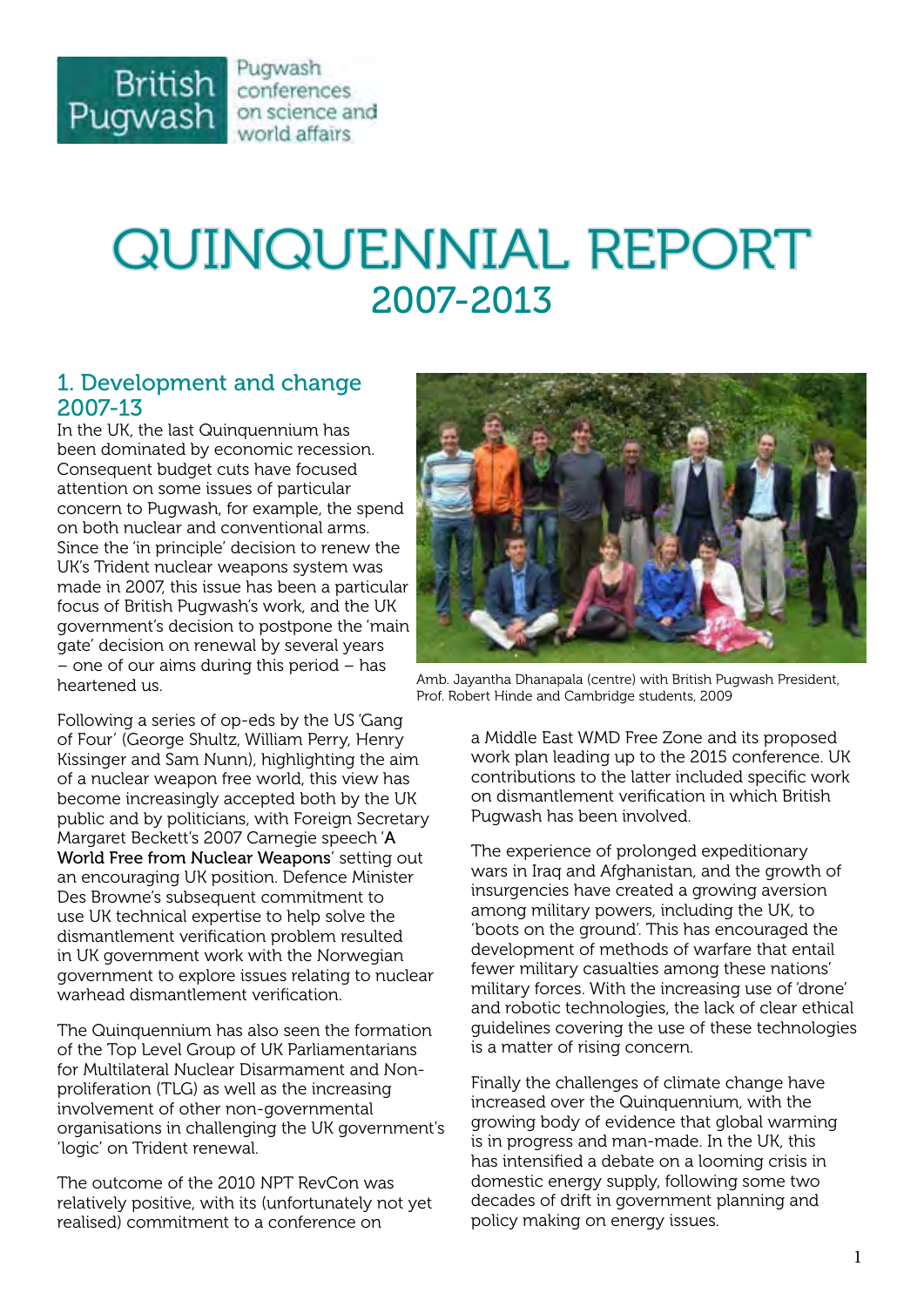British Pugwash — Pugwash conferences on science and world affairs

# QUINQUENNIAL REPORT 2007-2013

## 1. Development and change 2007-13

In the UK, the last Quinquennium has been dominated by economic recession. Consequent budget cuts have focused attention on some issues of particular concern to Pugwash, for example, the spend on both nuclear and conventional arms. Since the 'in principle' decision to renew the UK's Trident nuclear weapons system was made in 2007, this issue has been a particular focus of British Pugwash's work, and the UK government's decision to postpone the 'main gate' decision on renewal by several years – one of our aims during this period – has heartened us.

Amb. Jayantha Dhanapala (centre) with British Pugwash President, Prof. Robert Hinde and Cambridge students, 2009

Following a series of op-eds by the US 'Gang of Four' (George Shultz, William Perry, Henry Kissinger and Sam Nunn), highlighting the aim of a nuclear weapon free world, this view has become increasingly accepted both by the UK public and by politicians, with Foreign Secretary Margaret Beckett's 2007 Carnegie speech '**A World Free from Nuclear Weapons**' setting out an encouraging UK position. Defence Minister Des Browne's subsequent commitment to use UK technical expertise to help solve the dismantlement verification problem resulted in UK government work with the Norwegian government to explore issues relating to nuclear warhead dismantlement verification.

The Quinquennium has also seen the formation of the Top Level Group of UK Parliamentarians for Multilateral Nuclear Disarmament and Non-proliferation (TLG) as well as the increasing involvement of other non-governmental organisations in challenging the UK government's 'logic' on Trident renewal.

The outcome of the 2010 NPT RevCon was relatively positive, with its (unfortunately not yet realised) commitment to a conference on a Middle East WMD Free Zone and its proposed work plan leading up to the 2015 conference. UK contributions to the latter included specific work on dismantlement verification in which British Pugwash has been involved.

The experience of prolonged expeditionary wars in Iraq and Afghanistan, and the growth of insurgencies have created a growing aversion among military powers, including the UK, to 'boots on the ground'. This has encouraged the development of methods of warfare that entail fewer military casualties among these nations' military forces. With the increasing use of 'drone' and robotic technologies, the lack of clear ethical guidelines covering the use of these technologies is a matter of rising concern.

Finally the challenges of climate change have increased over the Quinquennium, with the growing body of evidence that global warming is in progress and man-made. In the UK, this has intensified a debate on a looming crisis in domestic energy supply, following some two decades of drift in government planning and policy making on energy issues.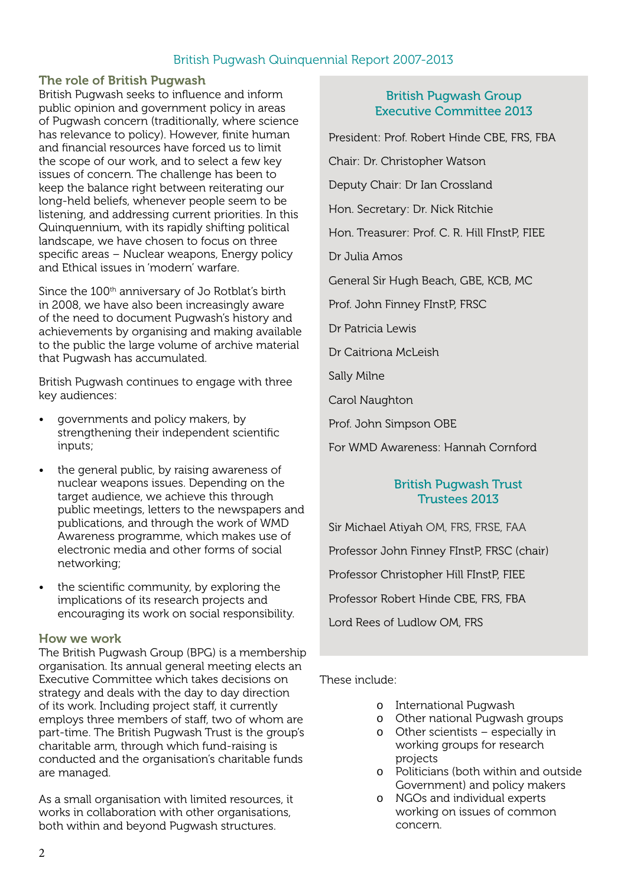## The role of British Pugwash

British Pugwash seeks to influence and inform public opinion and government policy in areas of Pugwash concern (traditionally, where science has relevance to policy). However, finite human and financial resources have forced us to limit the scope of our work, and to select a few key issues of concern. The challenge has been to keep the balance right between reiterating our long-held beliefs, whenever people seem to be listening, and addressing current priorities. In this Quinquennium, with its rapidly shifting political landscape, we have chosen to focus on three specific areas – Nuclear weapons, Energy policy and Ethical issues in 'modern' warfare.

Since the 100th anniversary of Jo Rotblat's birth in 2008, we have also been increasingly aware of the need to document Pugwash's history and achievements by organising and making available to the public the large volume of archive material that Pugwash has accumulated.

British Pugwash continues to engage with three key audiences:

- governments and policy makers, by strengthening their independent scientific inputs;
- the general public, by raising awareness of nuclear weapons issues. Depending on the target audience, we achieve this through public meetings, letters to the newspapers and publications, and through the work of WMD Awareness programme, which makes use of electronic media and other forms of social networking;
- the scientific community, by exploring the implications of its research projects and encouraging its work on social responsibility.

## How we work

The British Pugwash Group (BPG) is a membership organisation. Its annual general meeting elects an Executive Committee which takes decisions on strategy and deals with the day to day direction of its work. Including project staff, it currently employs three members of staff, two of whom are part-time. The British Pugwash Trust is the group's charitable arm, through which fund-raising is conducted and the organisation's charitable funds are managed.

As a small organisation with limited resources, it works in collaboration with other organisations, both within and beyond Pugwash structures.

These include:

- International Pugwash
- Other national Pugwash groups
- Other scientists – especially in working groups for research projects
- Politicians (both within and outside Government) and policy makers
- NGOs and individual experts working on issues of common concern.

### British Pugwash Group Executive Committee 2013

President: Prof. Robert Hinde CBE, FRS, FBA

Chair: Dr. Christopher Watson

Deputy Chair: Dr Ian Crossland

Hon. Secretary: Dr. Nick Ritchie

Hon. Treasurer: Prof. C. R. Hill FInstP, FIEE

Dr Julia Amos

General Sir Hugh Beach, GBE, KCB, MC

Prof. John Finney FInstP, FRSC

Dr Patricia Lewis

Dr Caitriona McLeish

Sally Milne

Carol Naughton

Prof. John Simpson OBE

For WMD Awareness: Hannah Cornford

### British Pugwash Trust Trustees 2013

Sir Michael Atiyah OM, FRS, FRSE, FAA

Professor John Finney FInstP, FRSC (chair)

Professor Christopher Hill FInstP, FIEE

Professor Robert Hinde CBE, FRS, FBA

Lord Rees of Ludlow OM, FRS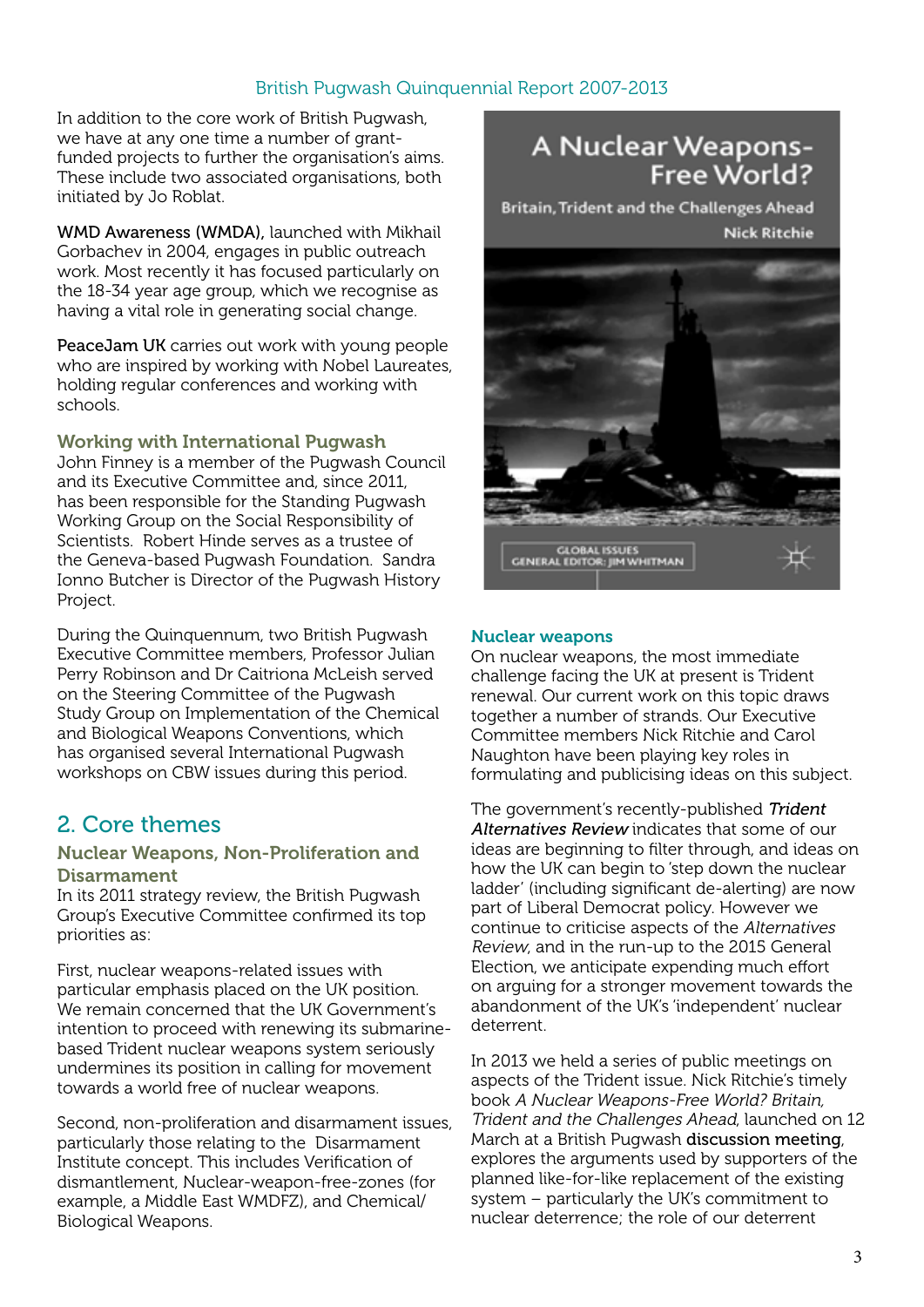In addition to the core work of British Pugwash, we have at any one time a number of grant-funded projects to further the organisation's aims. These include two associated organisations, both initiated by Jo Roblat.

**WMD Awareness (WMDA),** launched with Mikhail Gorbachev in 2004, engages in public outreach work. Most recently it has focused particularly on the 18-34 year age group, which we recognise as having a vital role in generating social change.

**PeaceJam UK** carries out work with young people who are inspired by working with Nobel Laureates, holding regular conferences and working with schools.

### Working with International Pugwash

John Finney is a member of the Pugwash Council and its Executive Committee and, since 2011, has been responsible for the Standing Pugwash Working Group on the Social Responsibility of Scientists. Robert Hinde serves as a trustee of the Geneva-based Pugwash Foundation. Sandra Ionno Butcher is Director of the Pugwash History Project.

During the Quinquennum, two British Pugwash Executive Committee members, Professor Julian Perry Robinson and Dr Caitriona McLeish served on the Steering Committee of the Pugwash Study Group on Implementation of the Chemical and Biological Weapons Conventions, which has organised several International Pugwash workshops on CBW issues during this period.

## 2. Core themes

### Nuclear Weapons, Non-Proliferation and Disarmament

In its 2011 strategy review, the British Pugwash Group's Executive Committee confirmed its top priorities as:

First, nuclear weapons-related issues with particular emphasis placed on the UK position. We remain concerned that the UK Government's intention to proceed with renewing its submarine-based Trident nuclear weapons system seriously undermines its position in calling for movement towards a world free of nuclear weapons.

Second, non-proliferation and disarmament issues, particularly those relating to the Disarmament Institute concept. This includes Verification of dismantlement, Nuclear-weapon-free-zones (for example, a Middle East WMDFZ), and Chemical/Biological Weapons.

### Nuclear weapons

On nuclear weapons, the most immediate challenge facing the UK at present is Trident renewal. Our current work on this topic draws together a number of strands. Our Executive Committee members Nick Ritchie and Carol Naughton have been playing key roles in formulating and publicising ideas on this subject.

The government's recently-published ***Trident Alternatives Review*** indicates that some of our ideas are beginning to filter through, and ideas on how the UK can begin to 'step down the nuclear ladder' (including significant de-alerting) are now part of Liberal Democrat policy. However we continue to criticise aspects of the *Alternatives Review*, and in the run-up to the 2015 General Election, we anticipate expending much effort on arguing for a stronger movement towards the abandonment of the UK's 'independent' nuclear deterrent.

In 2013 we held a series of public meetings on aspects of the Trident issue. Nick Ritchie's timely book *A Nuclear Weapons-Free World? Britain, Trident and the Challenges Ahead*, launched on 12 March at a British Pugwash **discussion meeting**, explores the arguments used by supporters of the planned like-for-like replacement of the existing system – particularly the UK's commitment to nuclear deterrence; the role of our deterrent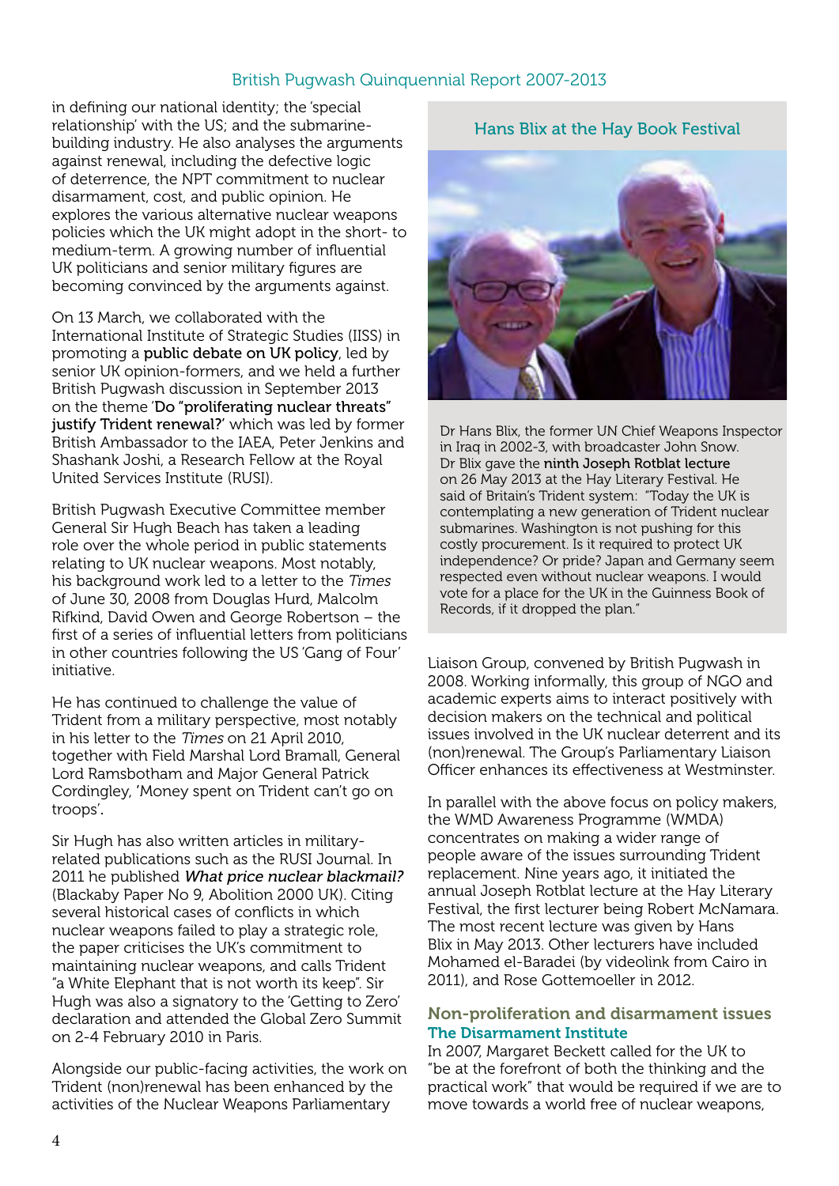in defining our national identity; the 'special relationship' with the US; and the submarine-building industry. He also analyses the arguments against renewal, including the defective logic of deterrence, the NPT commitment to nuclear disarmament, cost, and public opinion. He explores the various alternative nuclear weapons policies which the UK might adopt in the short- to medium-term. A growing number of influential UK politicians and senior military figures are becoming convinced by the arguments against.

On 13 March, we collaborated with the International Institute of Strategic Studies (IISS) in promoting a **public debate on UK policy**, led by senior UK opinion-formers, and we held a further British Pugwash discussion in September 2013 on the theme '**Do "proliferating nuclear threats" justify Trident renewal?**' which was led by former British Ambassador to the IAEA, Peter Jenkins and Shashank Joshi, a Research Fellow at the Royal United Services Institute (RUSI).

British Pugwash Executive Committee member General Sir Hugh Beach has taken a leading role over the whole period in public statements relating to UK nuclear weapons. Most notably, his background work led to a letter to the *Times* of June 30, 2008 from Douglas Hurd, Malcolm Rifkind, David Owen and George Robertson – the first of a series of influential letters from politicians in other countries following the US 'Gang of Four' initiative.

He has continued to challenge the value of Trident from a military perspective, most notably in his letter to the *Times* on 21 April 2010, together with Field Marshal Lord Bramall, General Lord Ramsbotham and Major General Patrick Cordingley, 'Money spent on Trident can't go on troops'.

Sir Hugh has also written articles in military-related publications such as the RUSI Journal. In 2011 he published ***What price nuclear blackmail?*** (Blackaby Paper No 9, Abolition 2000 UK). Citing several historical cases of conflicts in which nuclear weapons failed to play a strategic role, the paper criticises the UK's commitment to maintaining nuclear weapons, and calls Trident "a White Elephant that is not worth its keep". Sir Hugh was also a signatory to the 'Getting to Zero' declaration and attended the Global Zero Summit on 2-4 February 2010 in Paris.

Alongside our public-facing activities, the work on Trident (non)renewal has been enhanced by the activities of the Nuclear Weapons Parliamentary Liaison Group, convened by British Pugwash in 2008. Working informally, this group of NGO and academic experts aims to interact positively with decision makers on the technical and political issues involved in the UK nuclear deterrent and its (non)renewal. The Group's Parliamentary Liaison Officer enhances its effectiveness at Westminster.

In parallel with the above focus on policy makers, the WMD Awareness Programme (WMDA) concentrates on making a wider range of people aware of the issues surrounding Trident replacement. Nine years ago, it initiated the annual Joseph Rotblat lecture at the Hay Literary Festival, the first lecturer being Robert McNamara. The most recent lecture was given by Hans Blix in May 2013. Other lecturers have included Mohamed el-Baradei (by videolink from Cairo in 2011), and Rose Gottemoeller in 2012.

### Hans Blix at the Hay Book Festival

Dr Hans Blix, the former UN Chief Weapons Inspector in Iraq in 2002-3, with broadcaster John Snow. Dr Blix gave the **ninth Joseph Rotblat lecture** on 26 May 2013 at the Hay Literary Festival. He said of Britain's Trident system: "Today the UK is contemplating a new generation of Trident nuclear submarines. Washington is not pushing for this costly procurement. Is it required to protect UK independence? Or pride? Japan and Germany seem respected even without nuclear weapons. I would vote for a place for the UK in the Guinness Book of Records, if it dropped the plan."

## Non-proliferation and disarmament issues

### The Disarmament Institute

In 2007, Margaret Beckett called for the UK to "be at the forefront of both the thinking and the practical work" that would be required if we are to move towards a world free of nuclear weapons,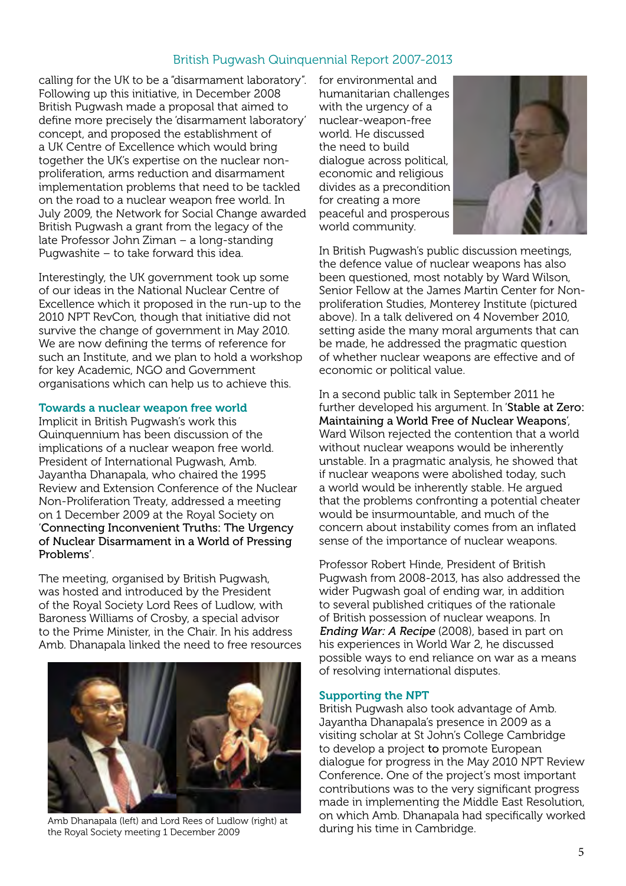calling for the UK to be a "disarmament laboratory". Following up this initiative, in December 2008 British Pugwash made a proposal that aimed to define more precisely the 'disarmament laboratory' concept, and proposed the establishment of a UK Centre of Excellence which would bring together the UK's expertise on the nuclear non-proliferation, arms reduction and disarmament implementation problems that need to be tackled on the road to a nuclear weapon free world. In July 2009, the Network for Social Change awarded British Pugwash a grant from the legacy of the late Professor John Ziman – a long-standing Pugwashite – to take forward this idea.

Interestingly, the UK government took up some of our ideas in the National Nuclear Centre of Excellence which it proposed in the run-up to the 2010 NPT RevCon, though that initiative did not survive the change of government in May 2010. We are now defining the terms of reference for such an Institute, and we plan to hold a workshop for key Academic, NGO and Government organisations which can help us to achieve this.

### Towards a nuclear weapon free world

Implicit in British Pugwash's work this Quinquennium has been discussion of the implications of a nuclear weapon free world. President of International Pugwash, Amb. Jayantha Dhanapala, who chaired the 1995 Review and Extension Conference of the Nuclear Non-Proliferation Treaty, addressed a meeting on 1 December 2009 at the Royal Society on 'Connecting Inconvenient Truths: The Urgency of Nuclear Disarmament in a World of Pressing Problems'.

The meeting, organised by British Pugwash, was hosted and introduced by the President of the Royal Society Lord Rees of Ludlow, with Baroness Williams of Crosby, a special advisor to the Prime Minister, in the Chair. In his address Amb. Dhanapala linked the need to free resources for environmental and humanitarian challenges with the urgency of a nuclear-weapon-free world. He discussed the need to build dialogue across political, economic and religious divides as a precondition for creating a more peaceful and prosperous world community.

Amb Dhanapala (left) and Lord Rees of Ludlow (right) at the Royal Society meeting 1 December 2009

In British Pugwash's public discussion meetings, the defence value of nuclear weapons has also been questioned, most notably by Ward Wilson, Senior Fellow at the James Martin Center for Non-proliferation Studies, Monterey Institute (pictured above). In a talk delivered on 4 November 2010, setting aside the many moral arguments that can be made, he addressed the pragmatic question of whether nuclear weapons are effective and of economic or political value.

In a second public talk in September 2011 he further developed his argument. In 'Stable at Zero: Maintaining a World Free of Nuclear Weapons', Ward Wilson rejected the contention that a world without nuclear weapons would be inherently unstable. In a pragmatic analysis, he showed that if nuclear weapons were abolished today, such a world would be inherently stable. He argued that the problems confronting a potential cheater would be insurmountable, and much of the concern about instability comes from an inflated sense of the importance of nuclear weapons.

Professor Robert Hinde, President of British Pugwash from 2008-2013, has also addressed the wider Pugwash goal of ending war, in addition to several published critiques of the rationale of British possession of nuclear weapons. In *Ending War: A Recipe* (2008), based in part on his experiences in World War 2, he discussed possible ways to end reliance on war as a means of resolving international disputes.

### Supporting the NPT

British Pugwash also took advantage of Amb. Jayantha Dhanapala's presence in 2009 as a visiting scholar at St John's College Cambridge to develop a project to promote European dialogue for progress in the May 2010 NPT Review Conference. One of the project's most important contributions was to the very significant progress made in implementing the Middle East Resolution, on which Amb. Dhanapala had specifically worked during his time in Cambridge.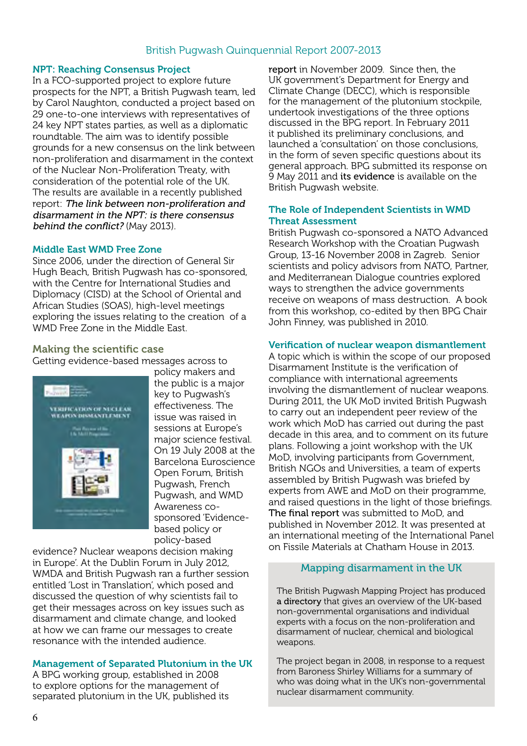## NPT: Reaching Consensus Project

In a FCO-supported project to explore future prospects for the NPT, a British Pugwash team, led by Carol Naughton, conducted a project based on 29 one-to-one interviews with representatives of 24 key NPT states parties, as well as a diplomatic roundtable. The aim was to identify possible grounds for a new consensus on the link between non-proliferation and disarmament in the context of the Nuclear Non-Proliferation Treaty, with consideration of the potential role of the UK. The results are available in a recently published report: *The link between non-proliferation and disarmament in the NPT: is there consensus behind the conflict?* (May 2013).

## Middle East WMD Free Zone

Since 2006, under the direction of General Sir Hugh Beach, British Pugwash has co-sponsored, with the Centre for International Studies and Diplomacy (CISD) at the School of Oriental and African Studies (SOAS), high-level meetings exploring the issues relating to the creation of a WMD Free Zone in the Middle East.

## Making the scientific case

Getting evidence-based messages across to policy makers and the public is a major key to Pugwash's effectiveness. The issue was raised in sessions at Europe's major science festival. On 19 July 2008 at the Barcelona Euroscience Open Forum, British Pugwash, French Pugwash, and WMD Awareness co-sponsored 'Evidence-based policy or policy-based evidence? Nuclear weapons decision making in Europe'. At the Dublin Forum in July 2012, WMDA and British Pugwash ran a further session entitled 'Lost in Translation', which posed and discussed the question of why scientists fail to get their messages across on key issues such as disarmament and climate change, and looked at how we can frame our messages to create resonance with the intended audience.

## Management of Separated Plutonium in the UK

A BPG working group, established in 2008 to explore options for the management of separated plutonium in the UK, published its **report** in November 2009. Since then, the UK government's Department for Energy and Climate Change (DECC), which is responsible for the management of the plutonium stockpile, undertook investigations of the three options discussed in the BPG report. In February 2011 it published its preliminary conclusions, and launched a 'consultation' on those conclusions, in the form of seven specific questions about its general approach. BPG submitted its response on 9 May 2011 and **its evidence** is available on the British Pugwash website.

## The Role of Independent Scientists in WMD Threat Assessment

British Pugwash co-sponsored a NATO Advanced Research Workshop with the Croatian Pugwash Group, 13-16 November 2008 in Zagreb. Senior scientists and policy advisors from NATO, Partner, and Mediterranean Dialogue countries explored ways to strengthen the advice governments receive on weapons of mass destruction. A book from this workshop, co-edited by then BPG Chair John Finney, was published in 2010.

## Verification of nuclear weapon dismantlement

A topic which is within the scope of our proposed Disarmament Institute is the verification of compliance with international agreements involving the dismantlement of nuclear weapons. During 2011, the UK MoD invited British Pugwash to carry out an independent peer review of the work which MoD has carried out during the past decade in this area, and to comment on its future plans. Following a joint workshop with the UK MoD, involving participants from Government, British NGOs and Universities, a team of experts assembled by British Pugwash was briefed by experts from AWE and MoD on their programme, and raised questions in the light of those briefings. **The final report** was submitted to MoD, and published in November 2012. It was presented at an international meeting of the International Panel on Fissile Materials at Chatham House in 2013.

## Mapping disarmament in the UK

The British Pugwash Mapping Project has produced **a directory** that gives an overview of the UK-based non-governmental organisations and individual experts with a focus on the non-proliferation and disarmament of nuclear, chemical and biological weapons.

The project began in 2008, in response to a request from Baroness Shirley Williams for a summary of who was doing what in the UK's non-governmental nuclear disarmament community.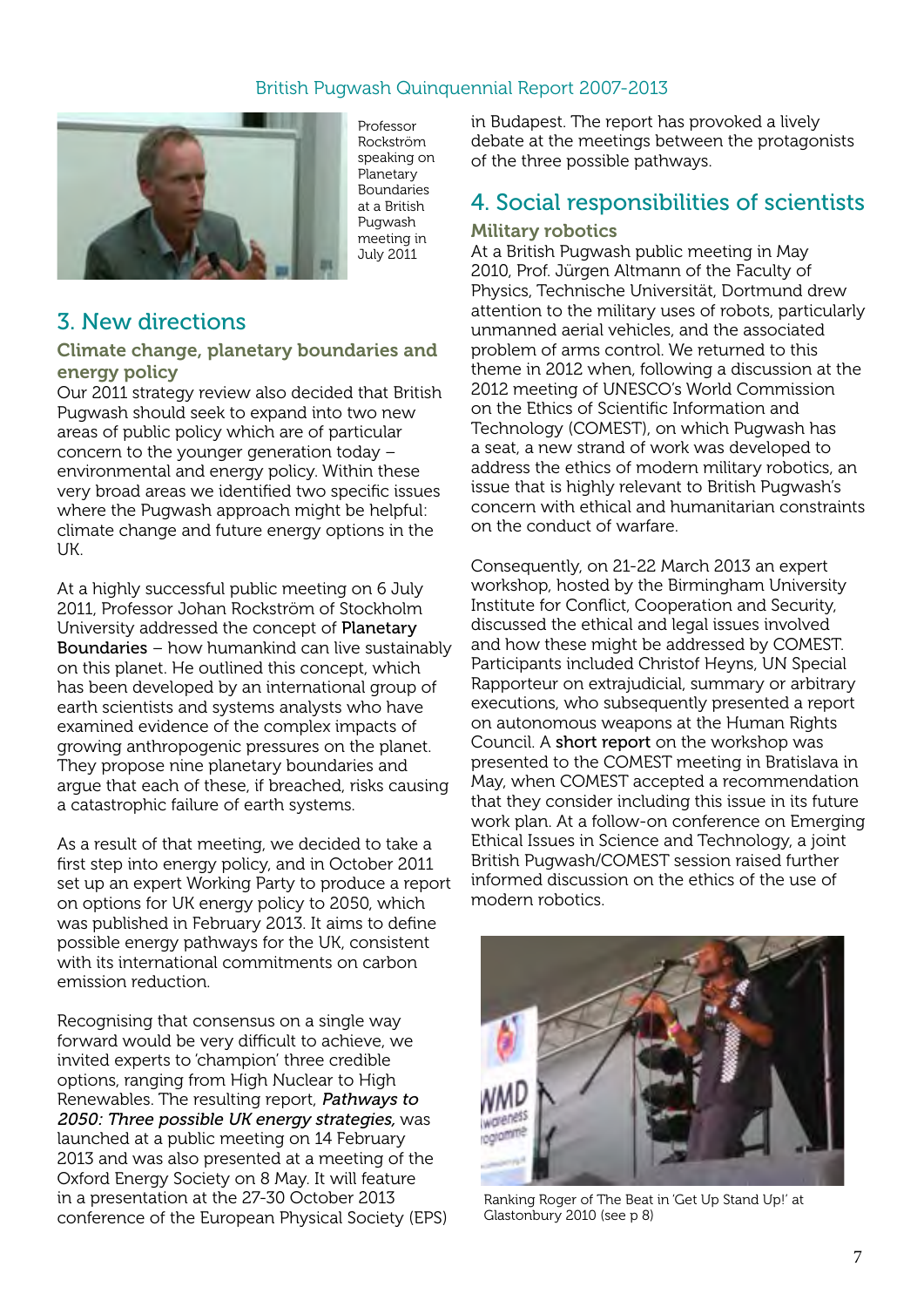Professor Rockström speaking on Planetary Boundaries at a British Pugwash meeting in July 2011

## 3. New directions

### Climate change, planetary boundaries and energy policy

Our 2011 strategy review also decided that British Pugwash should seek to expand into two new areas of public policy which are of particular concern to the younger generation today – environmental and energy policy. Within these very broad areas we identified two specific issues where the Pugwash approach might be helpful: climate change and future energy options in the UK.

At a highly successful public meeting on 6 July 2011, Professor Johan Rockström of Stockholm University addressed the concept of **Planetary Boundaries** – how humankind can live sustainably on this planet. He outlined this concept, which has been developed by an international group of earth scientists and systems analysts who have examined evidence of the complex impacts of growing anthropogenic pressures on the planet. They propose nine planetary boundaries and argue that each of these, if breached, risks causing a catastrophic failure of earth systems.

As a result of that meeting, we decided to take a first step into energy policy, and in October 2011 set up an expert Working Party to produce a report on options for UK energy policy to 2050, which was published in February 2013. It aims to define possible energy pathways for the UK, consistent with its international commitments on carbon emission reduction.

Recognising that consensus on a single way forward would be very difficult to achieve, we invited experts to 'champion' three credible options, ranging from High Nuclear to High Renewables. The resulting report, ***Pathways to 2050: Three possible UK energy strategies,*** was launched at a public meeting on 14 February 2013 and was also presented at a meeting of the Oxford Energy Society on 8 May. It will feature in a presentation at the 27-30 October 2013 conference of the European Physical Society (EPS) in Budapest. The report has provoked a lively debate at the meetings between the protagonists of the three possible pathways.

## 4. Social responsibilities of scientists

### Military robotics

At a British Pugwash public meeting in May 2010, Prof. Jürgen Altmann of the Faculty of Physics, Technische Universität, Dortmund drew attention to the military uses of robots, particularly unmanned aerial vehicles, and the associated problem of arms control. We returned to this theme in 2012 when, following a discussion at the 2012 meeting of UNESCO's World Commission on the Ethics of Scientific Information and Technology (COMEST), on which Pugwash has a seat, a new strand of work was developed to address the ethics of modern military robotics, an issue that is highly relevant to British Pugwash's concern with ethical and humanitarian constraints on the conduct of warfare.

Consequently, on 21-22 March 2013 an expert workshop, hosted by the Birmingham University Institute for Conflict, Cooperation and Security, discussed the ethical and legal issues involved and how these might be addressed by COMEST. Participants included Christof Heyns, UN Special Rapporteur on extrajudicial, summary or arbitrary executions, who subsequently presented a report on autonomous weapons at the Human Rights Council. A **short report** on the workshop was presented to the COMEST meeting in Bratislava in May, when COMEST accepted a recommendation that they consider including this issue in its future work plan. At a follow-on conference on Emerging Ethical Issues in Science and Technology, a joint British Pugwash/COMEST session raised further informed discussion on the ethics of the use of modern robotics.

Ranking Roger of The Beat in 'Get Up Stand Up!' at Glastonbury 2010 (see p 8)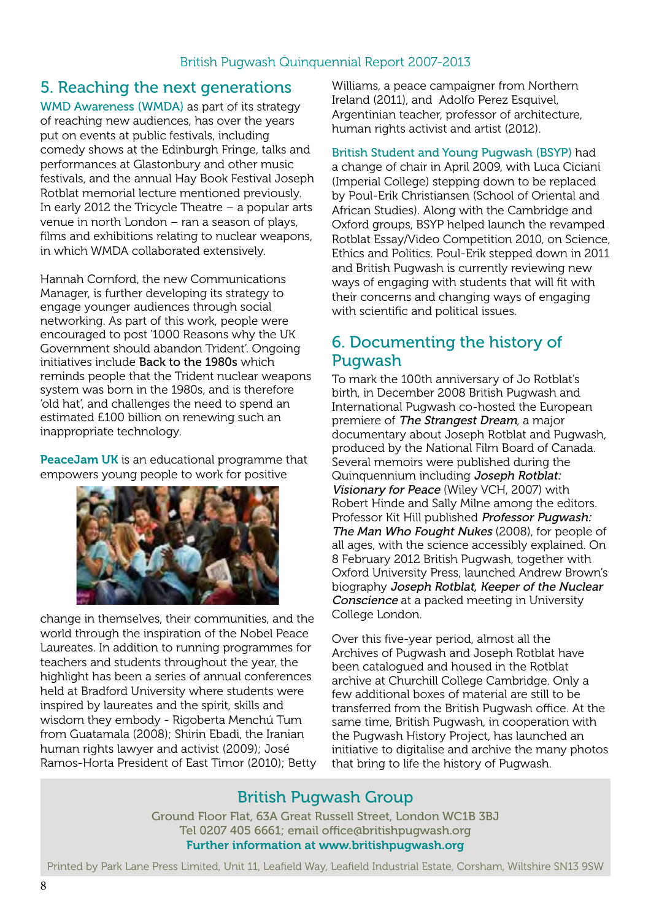## 5. Reaching the next generations

WMD Awareness (WMDA) as part of its strategy of reaching new audiences, has over the years put on events at public festivals, including comedy shows at the Edinburgh Fringe, talks and performances at Glastonbury and other music festivals, and the annual Hay Book Festival Joseph Rotblat memorial lecture mentioned previously. In early 2012 the Tricycle Theatre – a popular arts venue in north London – ran a season of plays, films and exhibitions relating to nuclear weapons, in which WMDA collaborated extensively.

Hannah Cornford, the new Communications Manager, is further developing its strategy to engage younger audiences through social networking. As part of this work, people were encouraged to post '1000 Reasons why the UK Government should abandon Trident'. Ongoing initiatives include **Back to the 1980s** which reminds people that the Trident nuclear weapons system was born in the 1980s, and is therefore 'old hat', and challenges the need to spend an estimated £100 billion on renewing such an inappropriate technology.

**PeaceJam UK** is an educational programme that empowers young people to work for positive change in themselves, their communities, and the world through the inspiration of the Nobel Peace Laureates. In addition to running programmes for teachers and students throughout the year, the highlight has been a series of annual conferences held at Bradford University where students were inspired by laureates and the spirit, skills and wisdom they embody - Rigoberta Menchú Tum from Guatamala (2008); Shirin Ebadi, the Iranian human rights lawyer and activist (2009); José Ramos-Horta President of East Timor (2010); Betty Williams, a peace campaigner from Northern Ireland (2011), and Adolfo Perez Esquivel, Argentinian teacher, professor of architecture, human rights activist and artist (2012).

British Student and Young Pugwash (BSYP) had a change of chair in April 2009, with Luca Ciciani (Imperial College) stepping down to be replaced by Poul-Erik Christiansen (School of Oriental and African Studies). Along with the Cambridge and Oxford groups, BSYP helped launch the revamped Rotblat Essay/Video Competition 2010, on Science, Ethics and Politics. Poul-Erik stepped down in 2011 and British Pugwash is currently reviewing new ways of engaging with students that will fit with their concerns and changing ways of engaging with scientific and political issues.

## 6. Documenting the history of Pugwash

To mark the 100th anniversary of Jo Rotblat's birth, in December 2008 British Pugwash and International Pugwash co-hosted the European premiere of ***The Strangest Dream***, a major documentary about Joseph Rotblat and Pugwash, produced by the National Film Board of Canada. Several memoirs were published during the Quinquennium including ***Joseph Rotblat: Visionary for Peace*** (Wiley VCH, 2007) with Robert Hinde and Sally Milne among the editors. Professor Kit Hill published ***Professor Pugwash: The Man Who Fought Nukes*** (2008), for people of all ages, with the science accessibly explained. On 8 February 2012 British Pugwash, together with Oxford University Press, launched Andrew Brown's biography ***Joseph Rotblat, Keeper of the Nuclear Conscience*** at a packed meeting in University College London.

Over this five-year period, almost all the Archives of Pugwash and Joseph Rotblat have been catalogued and housed in the Rotblat archive at Churchill College Cambridge. Only a few additional boxes of material are still to be transferred from the British Pugwash office. At the same time, British Pugwash, in cooperation with the Pugwash History Project, has launched an initiative to digitalise and archive the many photos that bring to life the history of Pugwash.

## British Pugwash Group

Ground Floor Flat, 63A Great Russell Street, London WC1B 3BJ
Tel 0207 405 6661; email office@britishpugwash.org
**Further information at www.britishpugwash.org**

Printed by Park Lane Press Limited, Unit 11, Leafield Way, Leafield Industrial Estate, Corsham, Wiltshire SN13 9SW